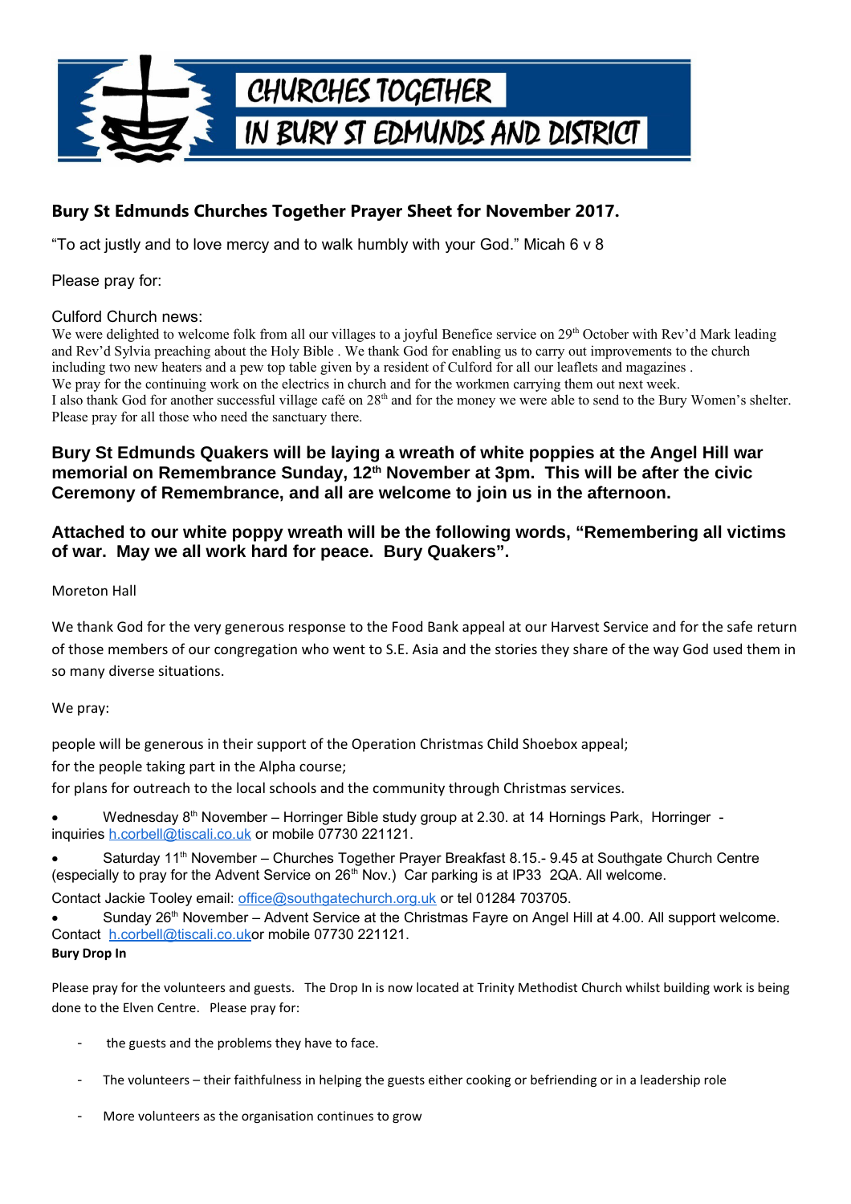CHURCHES TOGETHER IN BURY ST EDMUNDS AND DISTRICT

## Bury St Edmunds Churches Together Prayer Sheet for November 2017.

"To act justly and to love mercy and to walk humbly with your God." Micah 6 v 8

Please pray for:

Culford Church news:

We were delighted to welcome folk from all our villages to a joyful Benefice service on 29th October with Rev'd Mark leading and Rev'd Sylvia preaching about the Holy Bible . We thank God for enabling us to carry out improvements to the church including two new heaters and a pew top table given by a resident of Culford for all our leaflets and magazines .
We pray for the continuing work on the electrics in church and for the workmen carrying them out next week.
I also thank God for another successful village café on 28th and for the money we were able to send to the Bury Women's shelter. Please pray for all those who need the sanctuary there.

**Bury St Edmunds Quakers will be laying a wreath of white poppies at the Angel Hill war memorial on Remembrance Sunday, 12th November at 3pm. This will be after the civic Ceremony of Remembrance, and all are welcome to join us in the afternoon.**

**Attached to our white poppy wreath will be the following words, "Remembering all victims of war. May we all work hard for peace. Bury Quakers".**

Moreton Hall

We thank God for the very generous response to the Food Bank appeal at our Harvest Service and for the safe return of those members of our congregation who went to S.E. Asia and the stories they share of the way God used them in so many diverse situations.

We pray:

people will be generous in their support of the Operation Christmas Child Shoebox appeal;
for the people taking part in the Alpha course;
for plans for outreach to the local schools and the community through Christmas services.

- Wednesday 8th November – Horringer Bible study group at 2.30. at 14 Hornings Park, Horringer - inquiries h.corbell@tiscali.co.uk or mobile 07730 221121.
- Saturday 11th November – Churches Together Prayer Breakfast 8.15.- 9.45 at Southgate Church Centre (especially to pray for the Advent Service on 26th Nov.) Car parking is at IP33 2QA. All welcome.

Contact Jackie Tooley email: office@southgatechurch.org.uk or tel 01284 703705.

- Sunday 26th November – Advent Service at the Christmas Fayre on Angel Hill at 4.00. All support welcome. Contact h.corbell@tiscali.co.ukor mobile 07730 221121.

**Bury Drop In**

Please pray for the volunteers and guests. The Drop In is now located at Trinity Methodist Church whilst building work is being done to the Elven Centre. Please pray for:

- the guests and the problems they have to face.
- The volunteers – their faithfulness in helping the guests either cooking or befriending or in a leadership role
- More volunteers as the organisation continues to grow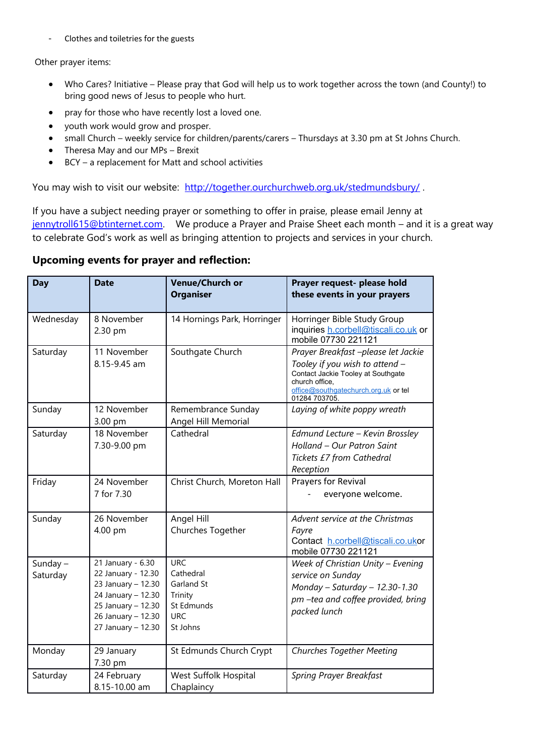- Clothes and toiletries for the guests

Other prayer items:

- Who Cares? Initiative – Please pray that God will help us to work together across the town (and County!) to bring good news of Jesus to people who hurt.
- pray for those who have recently lost a loved one.
- youth work would grow and prosper.
- small Church – weekly service for children/parents/carers – Thursdays at 3.30 pm at St Johns Church.
- Theresa May and our MPs – Brexit
- BCY – a replacement for Matt and school activities

You may wish to visit our website: http://together.ourchurchweb.org.uk/stedmundsbury/ .

If you have a subject needing prayer or something to offer in praise, please email Jenny at jennytroll615@btinternet.com. We produce a Prayer and Praise Sheet each month – and it is a great way to celebrate God's work as well as bringing attention to projects and services in your church.

### Upcoming events for prayer and reflection:

| Day | Date | Venue/Church or Organiser | Prayer request- please hold these events in your prayers |
|---|---|---|---|
| Wednesday | 8 November 2.30 pm | 14 Hornings Park, Horringer | Horringer Bible Study Group inquiries h.corbell@tiscali.co.uk or mobile 07730 221121 |
| Saturday | 11 November 8.15-9.45 am | Southgate Church | *Prayer Breakfast –please let Jackie Tooley if you wish to attend –* Contact Jackie Tooley at Southgate church office, office@southgatechurch.org.uk or tel 01284 703705. |
| Sunday | 12 November 3.00 pm | Remembrance Sunday Angel Hill Memorial | *Laying of white poppy wreath* |
| Saturday | 18 November 7.30-9.00 pm | Cathedral | *Edmund Lecture – Kevin Brossley Holland – Our Patron Saint Tickets £7 from Cathedral Reception* |
| Friday | 24 November 7 for 7.30 | Christ Church, Moreton Hall | Prayers for Revival - everyone welcome. |
| Sunday | 26 November 4.00 pm | Angel Hill Churches Together | *Advent service at the Christmas Fayre* Contact h.corbell@tiscali.co.uk or mobile 07730 221121 |
| Sunday – Saturday | 21 January - 6.30<br>22 January - 12.30<br>23 January – 12.30<br>24 January – 12.30<br>25 January – 12.30<br>26 January – 12.30<br>27 January – 12.30 | URC<br>Cathedral<br>Garland St<br>Trinity<br>St Edmunds<br>URC<br>St Johns | *Week of Christian Unity – Evening service on Sunday Monday – Saturday – 12.30-1.30 pm –tea and coffee provided, bring packed lunch* |
| Monday | 29 January 7.30 pm | St Edmunds Church Crypt | *Churches Together Meeting* |
| Saturday | 24 February 8.15-10.00 am | West Suffolk Hospital Chaplaincy | *Spring Prayer Breakfast* |